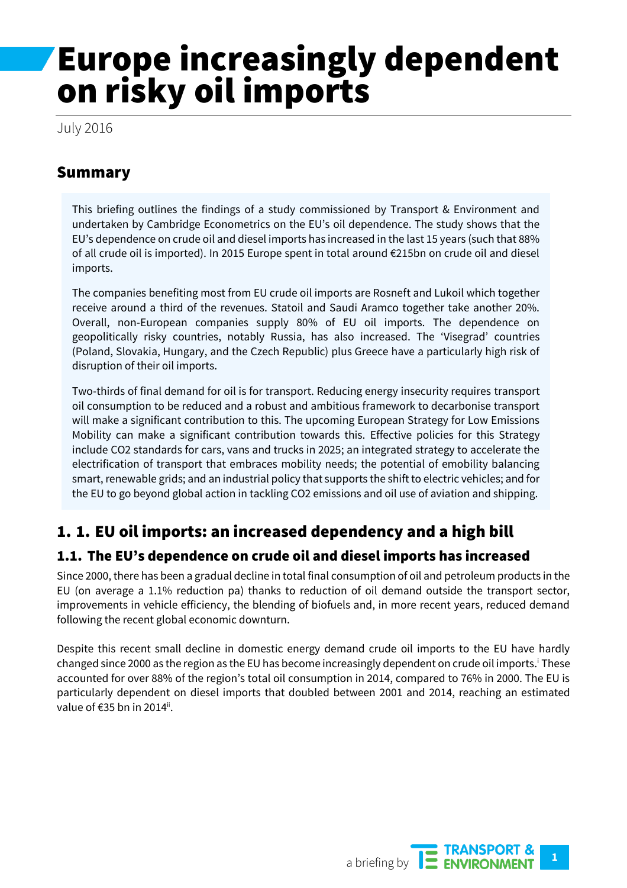# Europe increasingly dependent on risky oil imports

July 2016

## Summary

This briefing outlines the findings of a study commissioned by Transport & Environment and undertaken by Cambridge Econometrics on the EU's oil dependence. The study shows that the EU's dependence on crude oil and diesel imports has increased in the last 15 years (such that 88% of all crude oil is imported). In 2015 Europe spent in total around €215bn on crude oil and diesel imports.

The companies benefiting most from EU crude oil imports are Rosneft and Lukoil which together receive around a third of the revenues. Statoil and Saudi Aramco together take another 20%. Overall, non-European companies supply 80% of EU oil imports. The dependence on geopolitically risky countries, notably Russia, has also increased. The 'Visegrad' countries (Poland, Slovakia, Hungary, and the Czech Republic) plus Greece have a particularly high risk of disruption of their oil imports.

Two-thirds of final demand for oil is for transport. Reducing energy insecurity requires transport oil consumption to be reduced and a robust and ambitious framework to decarbonise transport will make a significant contribution to this. The upcoming European Strategy for Low Emissions Mobility can make a significant contribution towards this. Effective policies for this Strategy include $CO_2$ standards for cars, vans and trucks in 2025; an integrated strategy to accelerate the electrification of transport that embraces mobility needs; the potential of emobility balancing smart, renewable grids; and an industrial policy that supports the shift to electric vehicles; and for the EU to go beyond global action in tackling $CO_2$ emissions and oil use of aviation and shipping.

## 1. 1. EU oil imports: an increased dependency and a high bill

### 1.1. The EU's dependence on crude oil and diesel imports has increased

Since 2000, there has been a gradual decline in total final consumption of oil and petroleum products in the EU (on average a 1.1% reduction pa) thanks to reduction of oil demand outside the transport sector, improvements in vehicle efficiency, the blending of biofuels and, in more recent years, reduced demand following the recent global economic downturn.

Despite this recent small decline in domestic energy demand crude oil imports to the EU have hardly changed since 2000 as the region as the EU has become increasingly dependent on crude oil imports.[i] These accounted for over 88% of the region's total oil consumption in 2014, compared to 76% in 2000. The EU is particularly dependent on diesel imports that doubled between 2001 and 2014, reaching an estimated value of €35 bn in 2014[ii].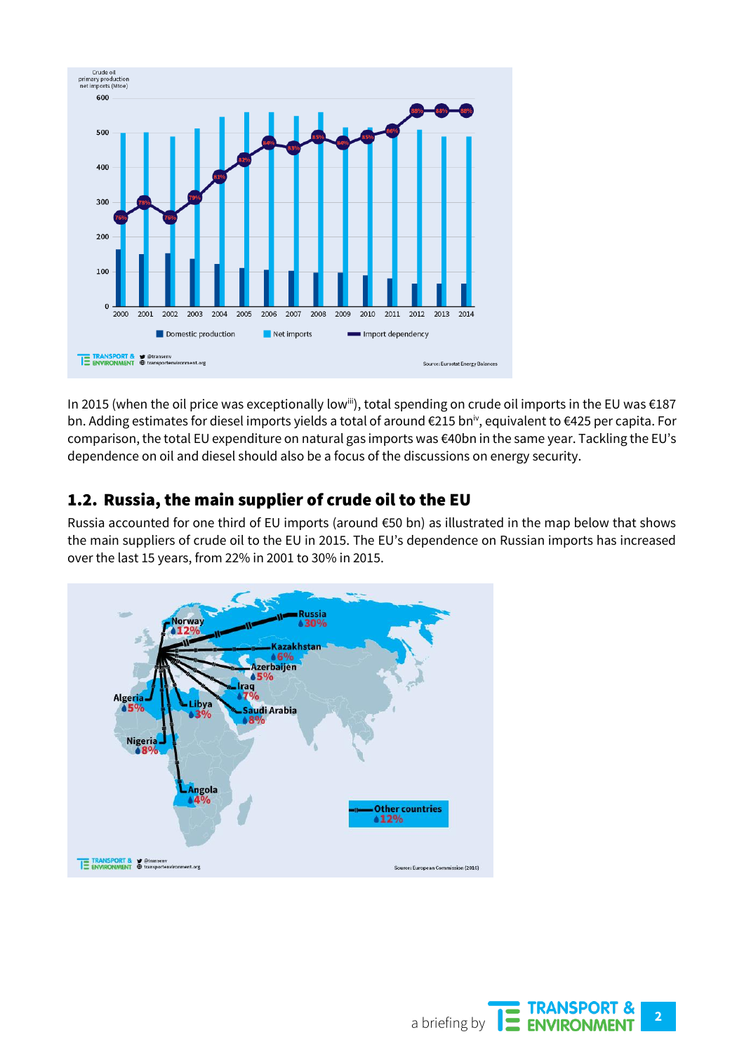In 2015 (when the oil price was exceptionally low[iii]), total spending on crude oil imports in the EU was €187 bn. Adding estimates for diesel imports yields a total of around €215 bn[iv], equivalent to €425 per capita. For comparison, the total EU expenditure on natural gas imports was €40bn in the same year. Tackling the EU's dependence on oil and diesel should also be a focus of the discussions on energy security.

## 1.2. Russia, the main supplier of crude oil to the EU

Russia accounted for one third of EU imports (around €50 bn) as illustrated in the map below that shows the main suppliers of crude oil to the EU in 2015. The EU's dependence on Russian imports has increased over the last 15 years, from 22% in 2001 to 30% in 2015.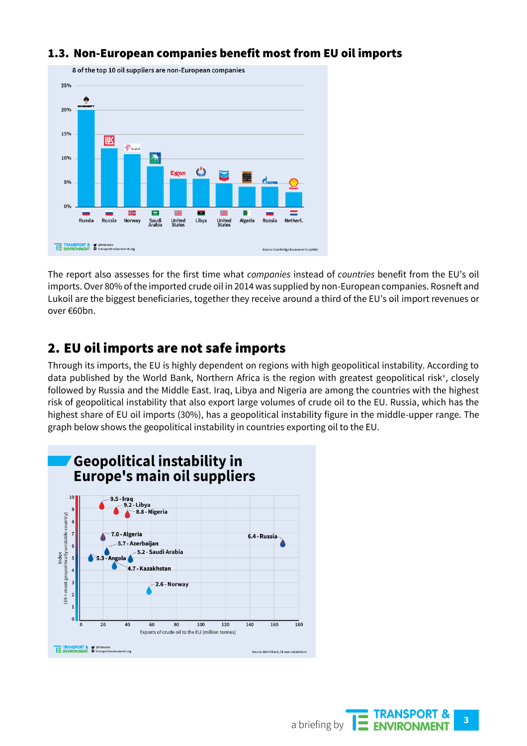## 1.3. Non-European companies benefit most from EU oil imports

The report also assesses for the first time what *companies* instead of *countries* benefit from the EU's oil imports. Over 80% of the imported crude oil in 2014 was supplied by non-European companies. Rosneft and Lukoil are the biggest beneficiaries, together they receive around a third of the EU's oil import revenues or over €60bn.

## 2. EU oil imports are not safe imports

Through its imports, the EU is highly dependent on regions with high geopolitical instability. According to data published by the World Bank, Northern Africa is the region with greatest geopolitical risk[v], closely followed by Russia and the Middle East. Iraq, Libya and Nigeria are among the countries with the highest risk of geopolitical instability that also export large volumes of crude oil to the EU. Russia, which has the highest share of EU oil imports (30%), has a geopolitical instability figure in the middle-upper range. The graph below shows the geopolitical instability in countries exporting oil to the EU.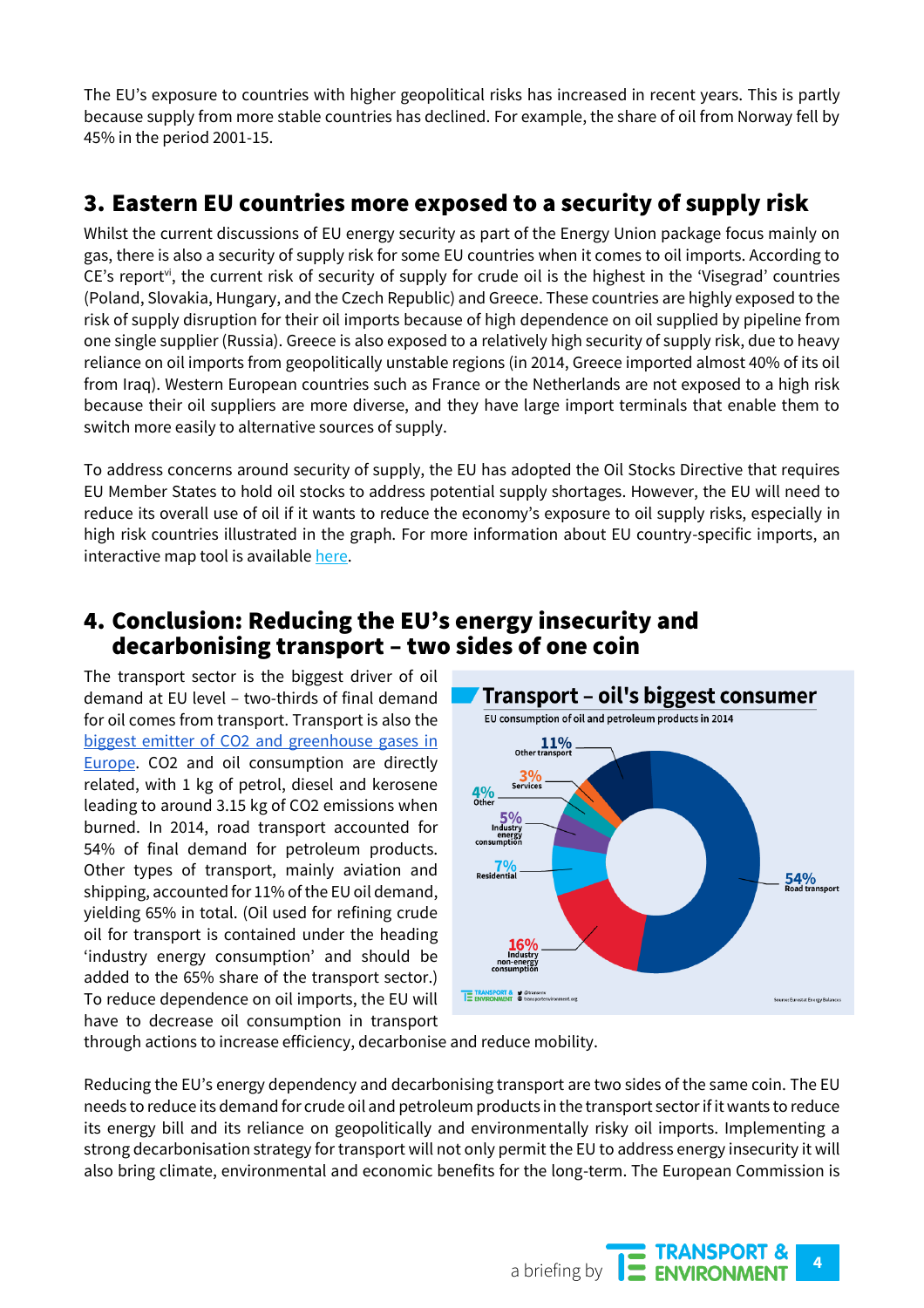The EU's exposure to countries with higher geopolitical risks has increased in recent years. This is partly because supply from more stable countries has declined. For example, the share of oil from Norway fell by 45% in the period 2001-15.

## 3. Eastern EU countries more exposed to a security of supply risk

Whilst the current discussions of EU energy security as part of the Energy Union package focus mainly on gas, there is also a security of supply risk for some EU countries when it comes to oil imports. According to CE's report[vi], the current risk of security of supply for crude oil is the highest in the 'Visegrad' countries (Poland, Slovakia, Hungary, and the Czech Republic) and Greece. These countries are highly exposed to the risk of supply disruption for their oil imports because of high dependence on oil supplied by pipeline from one single supplier (Russia). Greece is also exposed to a relatively high security of supply risk, due to heavy reliance on oil imports from geopolitically unstable regions (in 2014, Greece imported almost 40% of its oil from Iraq). Western European countries such as France or the Netherlands are not exposed to a high risk because their oil suppliers are more diverse, and they have large import terminals that enable them to switch more easily to alternative sources of supply.

To address concerns around security of supply, the EU has adopted the Oil Stocks Directive that requires EU Member States to hold oil stocks to address potential supply shortages. However, the EU will need to reduce its overall use of oil if it wants to reduce the economy's exposure to oil supply risks, especially in high risk countries illustrated in the graph. For more information about EU country-specific imports, an interactive map tool is available here.

## 4. Conclusion: Reducing the EU's energy insecurity and decarbonising transport – two sides of one coin

The transport sector is the biggest driver of oil demand at EU level – two-thirds of final demand for oil comes from transport. Transport is also the biggest emitter of CO2 and greenhouse gases in Europe. CO2 and oil consumption are directly related, with 1 kg of petrol, diesel and kerosene leading to around 3.15 kg of CO2 emissions when burned. In 2014, road transport accounted for 54% of final demand for petroleum products. Other types of transport, mainly aviation and shipping, accounted for 11% of the EU oil demand, yielding 65% in total. (Oil used for refining crude oil for transport is contained under the heading 'industry energy consumption' and should be added to the 65% share of the transport sector.) To reduce dependence on oil imports, the EU will have to decrease oil consumption in transport through actions to increase efficiency, decarbonise and reduce mobility.

**Transport – oil's biggest consumer**

EU consumption of oil and petroleum products in 2014

| Category | Share |
|---|---|
| Road transport | 54% |
| Industry non-energy consumption | 16% |
| Other transport | 11% |
| Residential | 7% |
| Industry energy consumption | 5% |
| Other | 4% |
| Services | 3% |

Source: Eurostat Energy Balances

Reducing the EU's energy dependency and decarbonising transport are two sides of the same coin. The EU needs to reduce its demand for crude oil and petroleum products in the transport sector if it wants to reduce its energy bill and its reliance on geopolitically and environmentally risky oil imports. Implementing a strong decarbonisation strategy for transport will not permit the EU to address energy insecurity it will also bring climate, environmental and economic benefits for the long-term. The European Commission is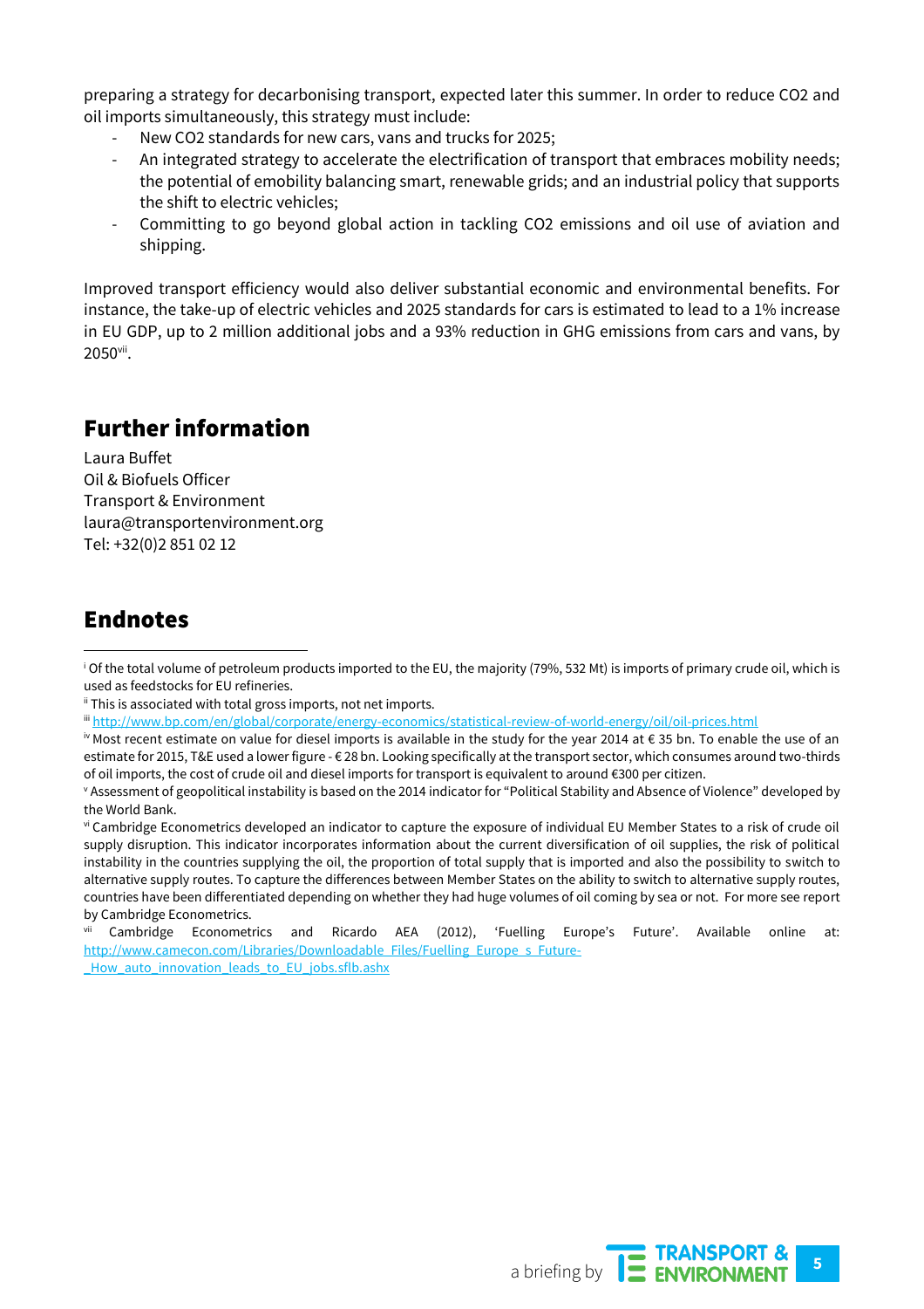preparing a strategy for decarbonising transport, expected later this summer. In order to reduce CO2 and oil imports simultaneously, this strategy must include:

- New CO2 standards for new cars, vans and trucks for 2025;
- An integrated strategy to accelerate the electrification of transport that embraces mobility needs; the potential of emobility balancing smart, renewable grids; and an industrial policy that supports the shift to electric vehicles;
- Committing to go beyond global action in tackling CO2 emissions and oil use of aviation and shipping.

Improved transport efficiency would also deliver substantial economic and environmental benefits. For instance, the take-up of electric vehicles and 2025 standards for cars is estimated to lead to a 1% increase in EU GDP, up to 2 million additional jobs and a 93% reduction in GHG emissions from cars and vans, by 2050[vii].

## Further information

Laura Buffet
Oil & Biofuels Officer
Transport & Environment
laura@transportenvironment.org
Tel: +32(0)2 851 02 12

## Endnotes

[i] Of the total volume of petroleum products imported to the EU, the majority (79%, 532 Mt) is imports of primary crude oil, which is used as feedstocks for EU refineries.

[ii] This is associated with total gross imports, not net imports.

[iii] http://www.bp.com/en/global/corporate/energy-economics/statistical-review-of-world-energy/oil/oil-prices.html

[iv] Most recent estimate on value for diesel imports is available in the study for the year 2014 at € 35 bn. To enable the use of an estimate for 2015, T&E used a lower figure - € 28 bn. Looking specifically at the transport sector, which consumes around two-thirds of oil imports, the cost of crude oil and diesel imports for transport is equivalent to around €300 per citizen.

[v] Assessment of geopolitical instability is based on the 2014 indicator for "Political Stability and Absence of Violence" developed by the World Bank.

[vi] Cambridge Econometrics developed an indicator to capture the exposure of individual EU Member States to a risk of crude oil supply disruption. This indicator incorporates information about the current diversification of oil supplies, the risk of political instability in the countries supplying the oil, the proportion of total supply that is imported and also the possibility to switch to alternative supply routes. To capture the differences between Member States on the ability to switch to alternative supply routes, countries have been differentiated depending on whether they had huge volumes of oil coming by sea or not. For more see report by Cambridge Econometrics.

[vii] Cambridge Econometrics and Ricardo AEA (2012), 'Fuelling Europe's Future'. Available online at: http://www.camecon.com/Libraries/Downloadable_Files/Fuelling_Europe_s_Future-_How_auto_innovation_leads_to_EU_jobs.sflb.ashx